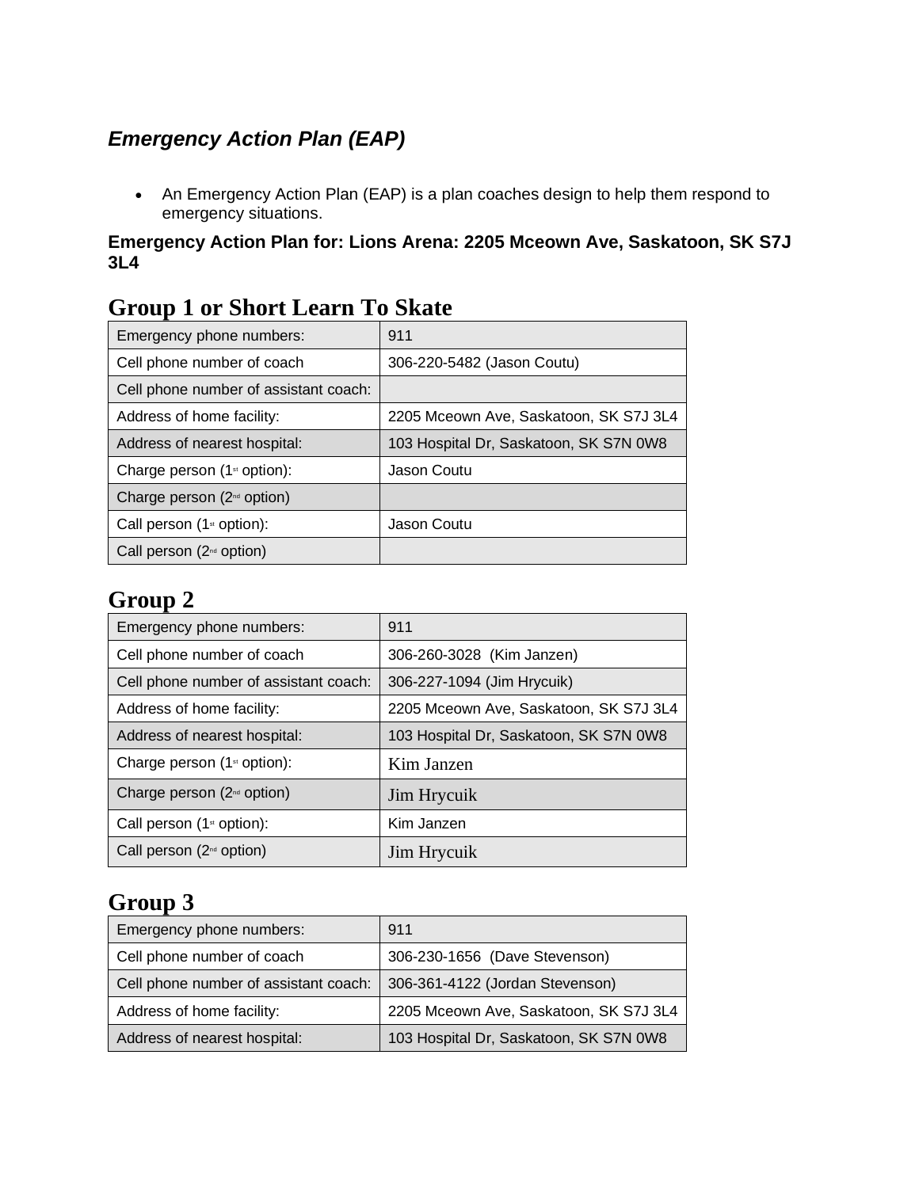## *Emergency Action Plan (EAP)*

- An Emergency Action Plan (EAP) is a plan coaches design to help them respond to emergency situations.

**Emergency Action Plan for: Lions Arena: 2205 Mceown Ave, Saskatoon, SK S7J 3L4**

## Group 1 or Short Learn To Skate

| | |
|---|---|
| Emergency phone numbers: | 911 |
| Cell phone number of coach | 306-220-5482 (Jason Coutu) |
| Cell phone number of assistant coach: | |
| Address of home facility: | 2205 Mceown Ave, Saskatoon, SK S7J 3L4 |
| Address of nearest hospital: | 103 Hospital Dr, Saskatoon, SK S7N 0W8 |
| Charge person (1st option): | Jason Coutu |
| Charge person (2nd option) | |
| Call person (1st option): | Jason Coutu |
| Call person (2nd option) | |

## Group 2

| | |
|---|---|
| Emergency phone numbers: | 911 |
| Cell phone number of coach | 306-260-3028 (Kim Janzen) |
| Cell phone number of assistant coach: | 306-227-1094 (Jim Hrycuik) |
| Address of home facility: | 2205 Mceown Ave, Saskatoon, SK S7J 3L4 |
| Address of nearest hospital: | 103 Hospital Dr, Saskatoon, SK S7N 0W8 |
| Charge person (1st option): | Kim Janzen |
| Charge person (2nd option) | Jim Hrycuik |
| Call person (1st option): | Kim Janzen |
| Call person (2nd option) | Jim Hrycuik |

## Group 3

| | |
|---|---|
| Emergency phone numbers: | 911 |
| Cell phone number of coach | 306-230-1656 (Dave Stevenson) |
| Cell phone number of assistant coach: | 306-361-4122 (Jordan Stevenson) |
| Address of home facility: | 2205 Mceown Ave, Saskatoon, SK S7J 3L4 |
| Address of nearest hospital: | 103 Hospital Dr, Saskatoon, SK S7N 0W8 |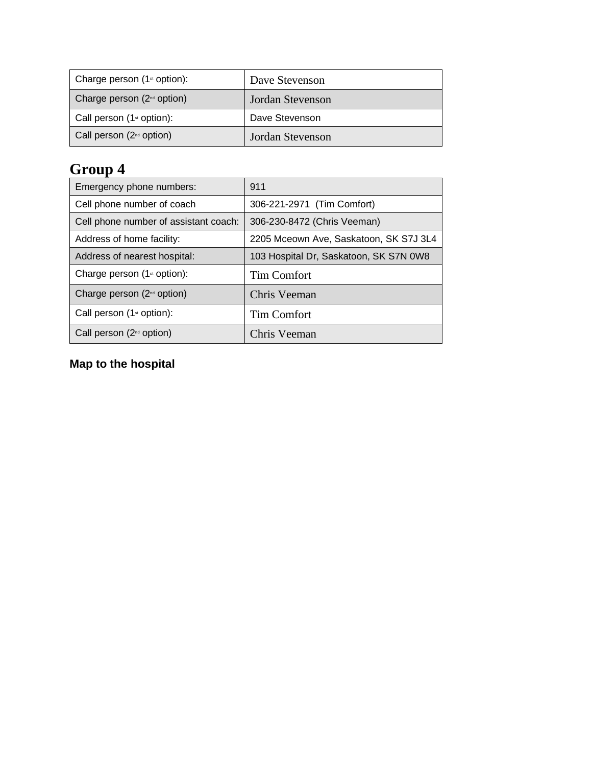| Charge person (1st option): | Dave Stevenson |
| --- | --- |
| Charge person (2nd option) | Jordan Stevenson |
| Call person (1st option): | Dave Stevenson |
| Call person (2nd option) | Jordan Stevenson |

# Group 4

| Emergency phone numbers: | 911 |
| --- | --- |
| Cell phone number of coach | 306-221-2971 (Tim Comfort) |
| Cell phone number of assistant coach: | 306-230-8472 (Chris Veeman) |
| Address of home facility: | 2205 Mceown Ave, Saskatoon, SK S7J 3L4 |
| Address of nearest hospital: | 103 Hospital Dr, Saskatoon, SK S7N 0W8 |
| Charge person (1st option): | Tim Comfort |
| Charge person (2nd option) | Chris Veeman |
| Call person (1st option): | Tim Comfort |
| Call person (2nd option) | Chris Veeman |

**Map to the hospital**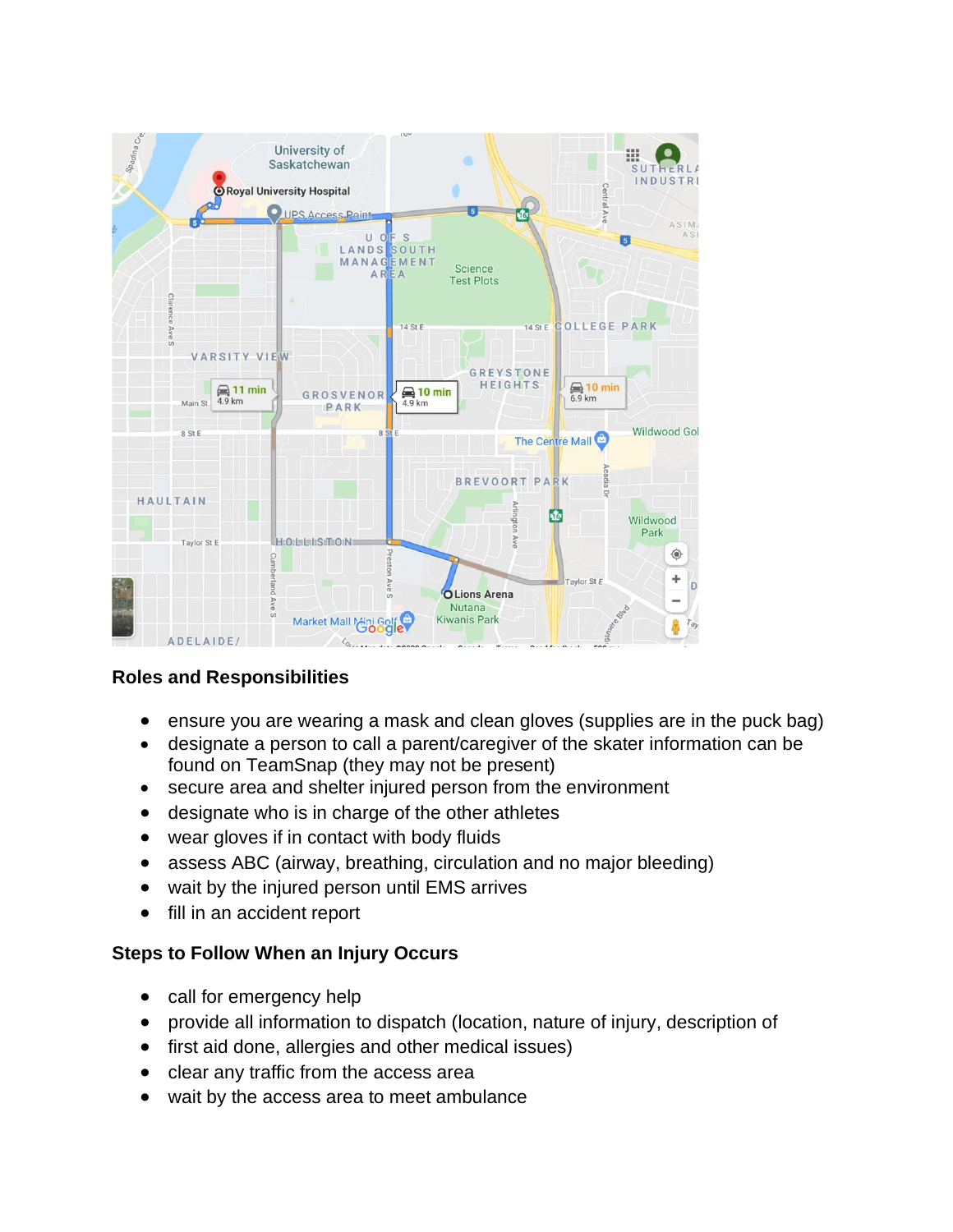## Roles and Responsibilities

- ensure you are wearing a mask and clean gloves (supplies are in the puck bag)
- designate a person to call a parent/caregiver of the skater information can be found on TeamSnap (they may not be present)
- secure area and shelter injured person from the environment
- designate who is in charge of the other athletes
- wear gloves if in contact with body fluids
- assess ABC (airway, breathing, circulation and no major bleeding)
- wait by the injured person until EMS arrives
- fill in an accident report

## Steps to Follow When an Injury Occurs

- call for emergency help
- provide all information to dispatch (location, nature of injury, description of
- first aid done, allergies and other medical issues)
- clear any traffic from the access area
- wait by the access area to meet ambulance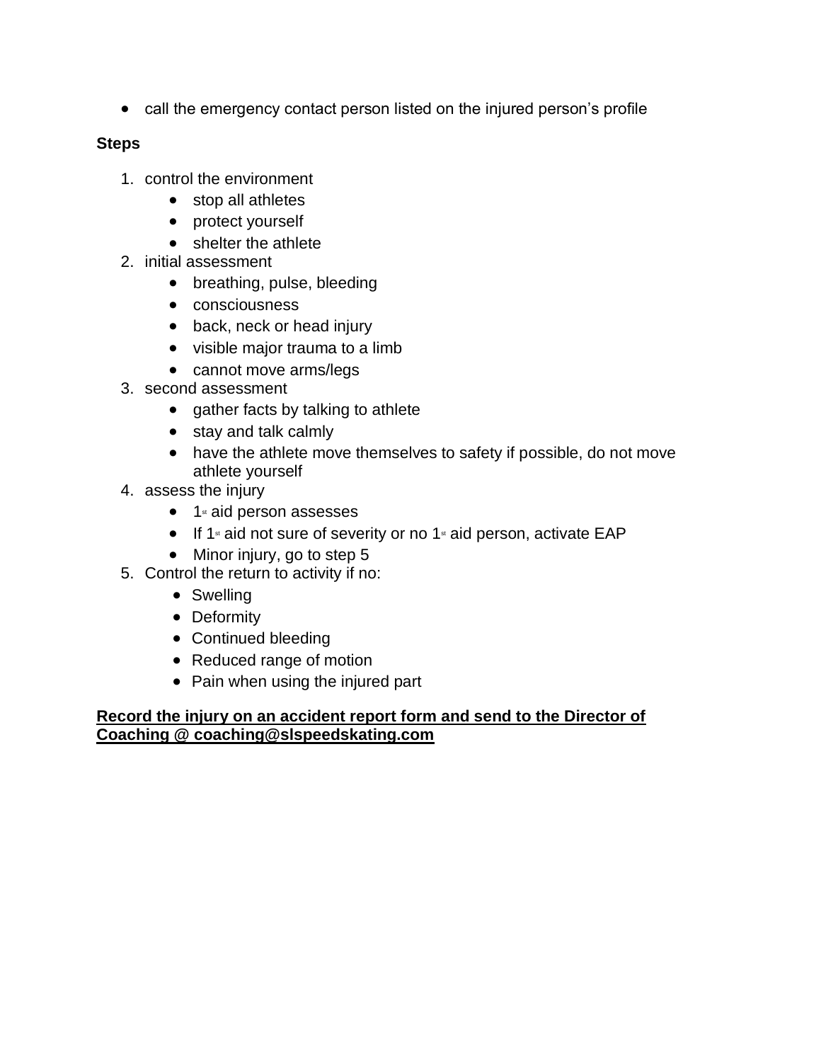- call the emergency contact person listed on the injured person's profile

**Steps**

1. control the environment
   - stop all athletes
   - protect yourself
   - shelter the athlete
2. initial assessment
   - breathing, pulse, bleeding
   - consciousness
   - back, neck or head injury
   - visible major trauma to a limb
   - cannot move arms/legs
3. second assessment
   - gather facts by talking to athlete
   - stay and talk calmly
   - have the athlete move themselves to safety if possible, do not move athlete yourself
4. assess the injury
   - 1st aid person assesses
   - If 1st aid not sure of severity or no 1st aid person, activate EAP
   - Minor injury, go to step 5
5. Control the return to activity if no:
   - Swelling
   - Deformity
   - Continued bleeding
   - Reduced range of motion
   - Pain when using the injured part

**<u>Record the injury on an accident report form and send to the Director of Coaching @ coaching@slspeedskating.com</u>**